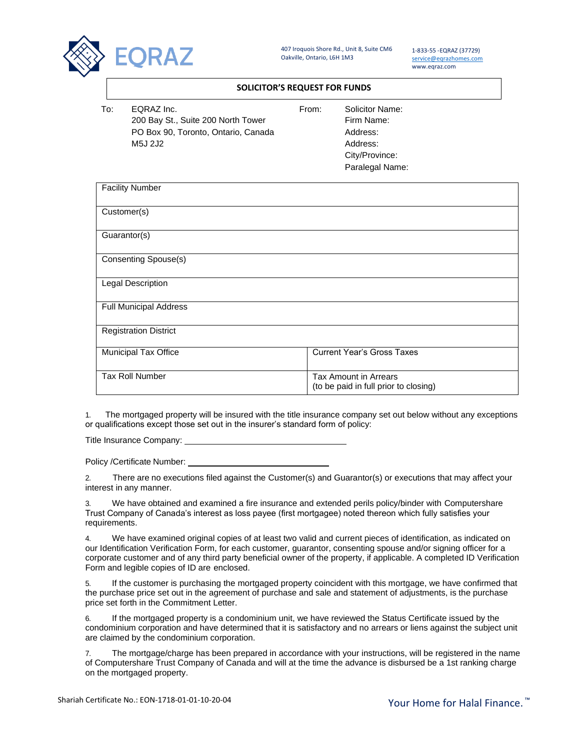EQRAZ

407 Iroquois Shore Rd., Unit 8, Suite CM6
Oakville, Ontario, L6H 1M3

1-833-55 -EQRAZ (37729)
service@eqrazhomes.com
www.eqraz.com

## SOLICITOR'S REQUEST FOR FUNDS

To: EQRAZ Inc.
200 Bay St., Suite 200 North Tower
PO Box 90, Toronto, Ontario, Canada
M5J 2J2

From: Solicitor Name:
Firm Name:
Address:
Address:
City/Province:
Paralegal Name:

| | |
|---|---|
| Facility Number | |
| Customer(s) | |
| Guarantor(s) | |
| Consenting Spouse(s) | |
| Legal Description | |
| Full Municipal Address | |
| Registration District | |
| Municipal Tax Office | Current Year's Gross Taxes |
| Tax Roll Number | Tax Amount in Arrears (to be paid in full prior to closing) |

1. The mortgaged property will be insured with the title insurance company set out below without any exceptions or qualifications except those set out in the insurer's standard form of policy:

Title Insurance Company: ______________________________

Policy /Certificate Number: ______________________________

2. There are no executions filed against the Customer(s) and Guarantor(s) or executions that may affect your interest in any manner.

3. We have obtained and examined a fire insurance and extended perils policy/binder with Computershare Trust Company of Canada's interest as loss payee (first mortgagee) noted thereon which fully satisfies your requirements.

4. We have examined original copies of at least two valid and current pieces of identification, as indicated on our Identification Verification Form, for each customer, guarantor, consenting spouse and/or signing officer for a corporate customer and of any third party beneficial owner of the property, if applicable. A completed ID Verification Form and legible copies of ID are enclosed.

5. If the customer is purchasing the mortgaged property coincident with this mortgage, we have confirmed that the purchase price set out in the agreement of purchase and sale and statement of adjustments, is the purchase price set forth in the Commitment Letter.

6. If the mortgaged property is a condominium unit, we have reviewed the Status Certificate issued by the condominium corporation and have determined that it is satisfactory and no arrears or liens against the subject unit are claimed by the condominium corporation.

7. The mortgage/charge has been prepared in accordance with your instructions, will be registered in the name of Computershare Trust Company of Canada and will at the time the advance is disbursed be a 1st ranking charge on the mortgaged property.

Shariah Certificate No.: EON-1718-01-01-10-20-04

Your Home for Halal Finance.™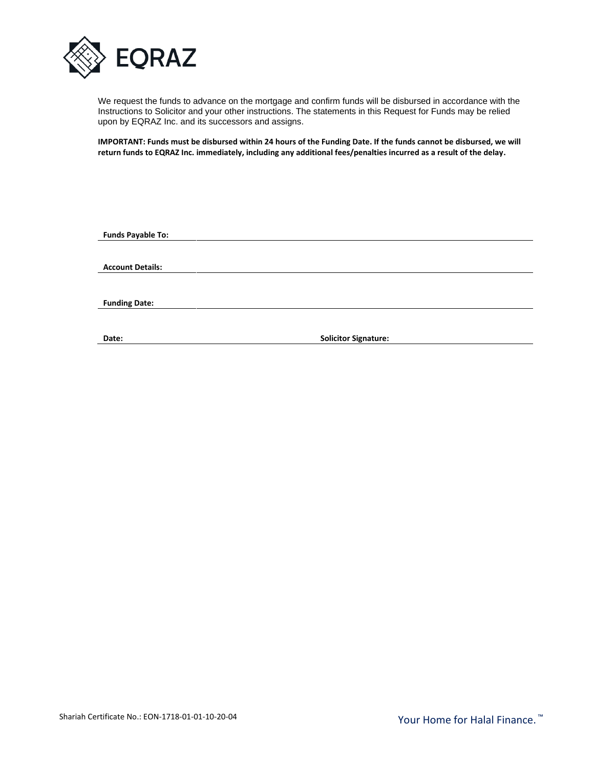We request the funds to advance on the mortgage and confirm funds will be disbursed in accordance with the Instructions to Solicitor and your other instructions. The statements in this Request for Funds may be relied upon by EQRAZ Inc. and its successors and assigns.

**IMPORTANT: Funds must be disbursed within 24 hours of the Funding Date. If the funds cannot be disbursed, we will return funds to EQRAZ Inc. immediately, including any additional fees/penalties incurred as a result of the delay.**

**Funds Payable To:** ______________________________

**Account Details:** ______________________________

**Funding Date:** ______________________________

**Date:** ____________________ **Solicitor Signature:** ____________________